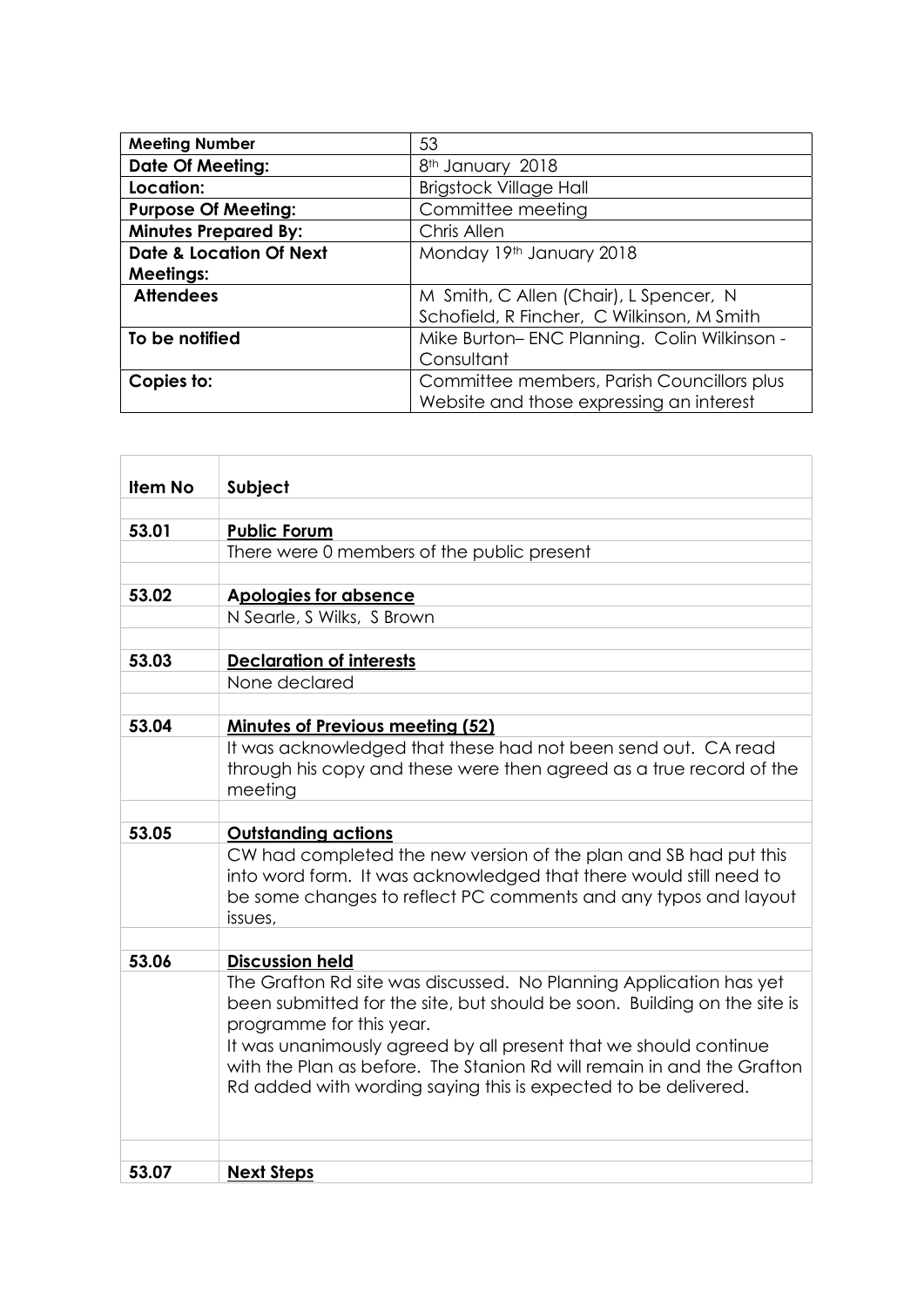| Meeting Number | 53 |
|---|---|
| **Date Of Meeting:** | 8th January 2018 |
| **Location:** | Brigstock Village Hall |
| **Purpose Of Meeting:** | Committee meeting |
| **Minutes Prepared By:** | Chris Allen |
| **Date & Location Of Next Meetings:** | Monday 19th January 2018 |
| **Attendees** | M Smith, C Allen (Chair), L Spencer, N Schofield, R Fincher, C Wilkinson, M Smith |
| **To be notified** | Mike Burton– ENC Planning. Colin Wilkinson - Consultant |
| **Copies to:** | Committee members, Parish Councillors plus Website and those expressing an interest |

| Item No | Subject |
|---|---|
| | |
| 53.01 | **Public Forum** |
| | There were 0 members of the public present |
| | |
| 53.02 | **Apologies for absence** |
| | N Searle, S Wilks, S Brown |
| | |
| 53.03 | **Declaration of interests** |
| | None declared |
| | |
| 53.04 | **Minutes of Previous meeting (52)** |
| | It was acknowledged that these had not been send out. CA read through his copy and these were then agreed as a true record of the meeting |
| | |
| 53.05 | **Outstanding actions** |
| | CW had completed the new version of the plan and SB had put this into word form. It was acknowledged that there would still need to be some changes to reflect PC comments and any typos and layout issues, |
| | |
| 53.06 | **Discussion held** |
| | The Grafton Rd site was discussed. No Planning Application has yet been submitted for the site, but should be soon. Building on the site is programme for this year. It was unanimously agreed by all present that we should continue with the Plan as before. The Stanion Rd will remain in and the Grafton Rd added with wording saying this is expected to be delivered. |
| | |
| 53.07 | **Next Steps** |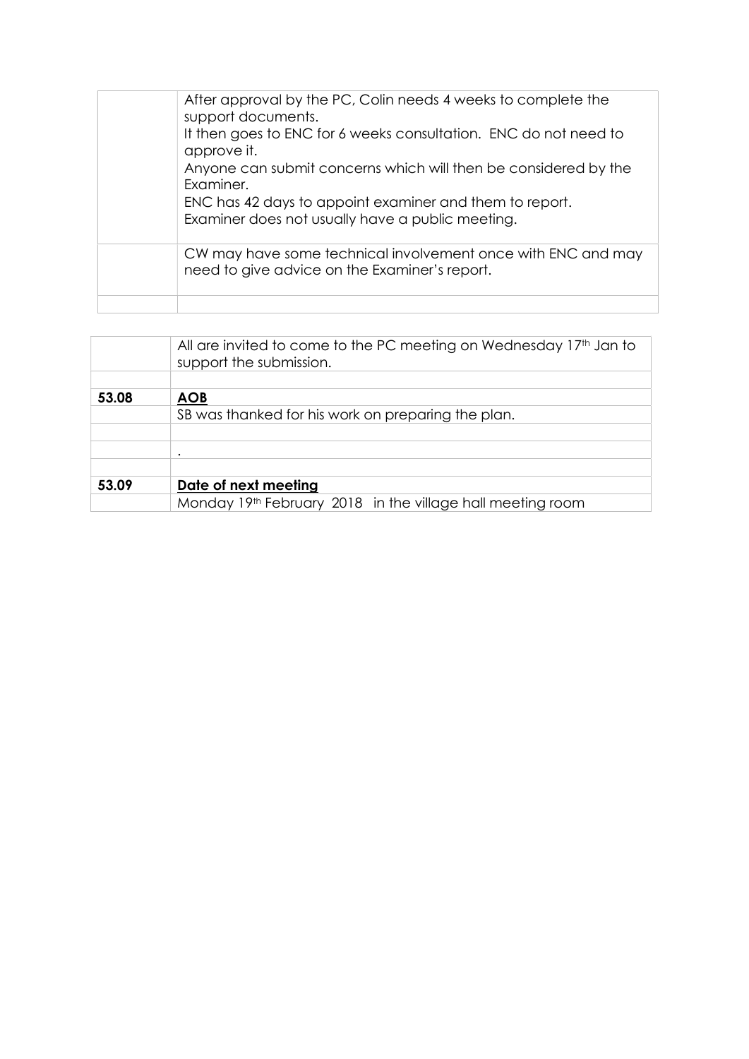| | |
|---|---|
| | After approval by the PC, Colin needs 4 weeks to complete the support documents.<br>It then goes to ENC for 6 weeks consultation. ENC do not need to approve it.<br>Anyone can submit concerns which will then be considered by the Examiner.<br>ENC has 42 days to appoint examiner and them to report.<br>Examiner does not usually have a public meeting. |
| | CW may have some technical involvement once with ENC and may need to give advice on the Examiner's report. |
| | |

| | |
|---|---|
| | All are invited to come to the PC meeting on Wednesday 17th Jan to support the submission. |
| | |
| **53.08** | **AOB** |
| | SB was thanked for his work on preparing the plan. |
| | |
| | . |
| | |
| **53.09** | **Date of next meeting** |
| | Monday 19th February 2018 in the village hall meeting room |